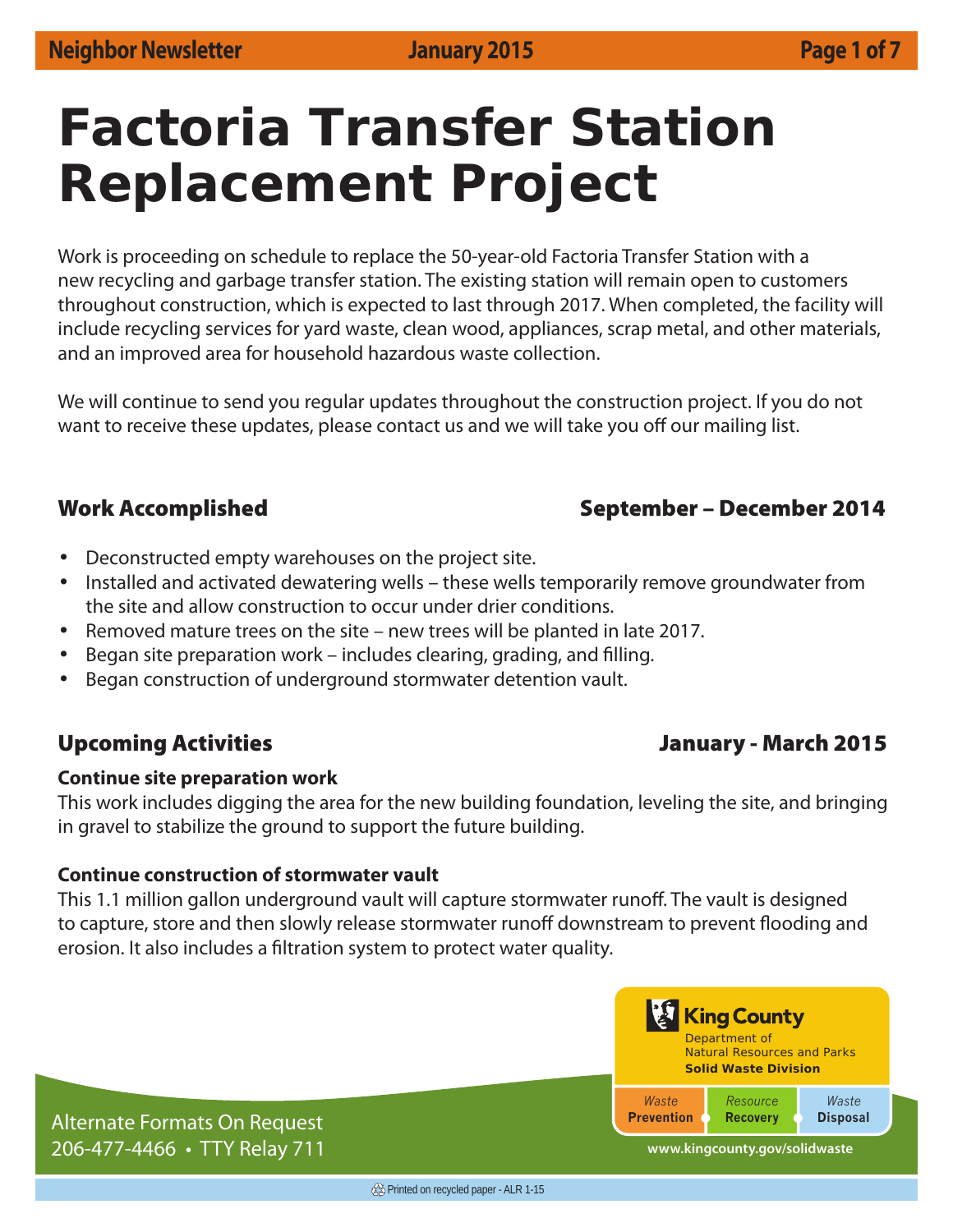# Factoria Transfer Station Replacement Project

Work is proceeding on schedule to replace the 50-year-old Factoria Transfer Station with a new recycling and garbage transfer station. The existing station will remain open to customers throughout construction, which is expected to last through 2017. When completed, the facility will include recycling services for yard waste, clean wood, appliances, scrap metal, and other materials, and an improved area for household hazardous waste collection.

We will continue to send you regular updates throughout the construction project. If you do not want to receive these updates, please contact us and we will take you off our mailing list.

## Work Accomplished — September – December 2014

- Deconstructed empty warehouses on the project site.
- Installed and activated dewatering wells – these wells temporarily remove groundwater from the site and allow construction to occur under drier conditions.
- Removed mature trees on the site – new trees will be planted in late 2017.
- Began site preparation work – includes clearing, grading, and filling.
- Began construction of underground stormwater detention vault.

## Upcoming Activities — January - March 2015

**Continue site preparation work**
This work includes digging the area for the new building foundation, leveling the site, and bringing in gravel to stabilize the ground to support the future building.

**Continue construction of stormwater vault**
This 1.1 million gallon underground vault will capture stormwater runoff. The vault is designed to capture, store and then slowly release stormwater runoff downstream to prevent flooding and erosion. It also includes a filtration system to protect water quality.

Alternate Formats On Request
206-477-4466 • TTY Relay 711

**King County**
Department of Natural Resources and Parks
**Solid Waste Division**

*Waste* **Prevention** | *Resource* **Recovery** | *Waste* **Disposal**

www.kingcounty.gov/solidwaste

Printed on recycled paper - ALR 1-15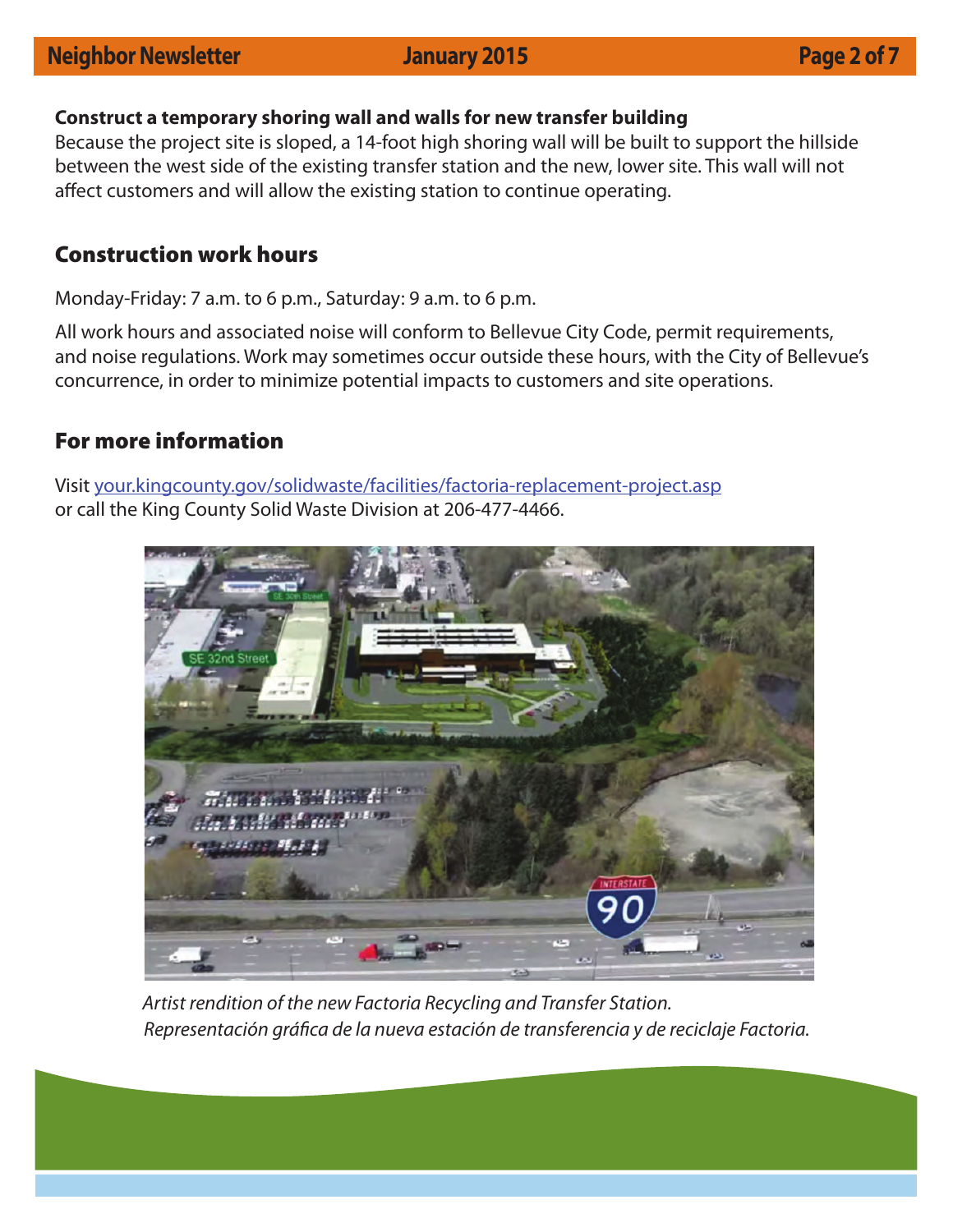**Construct a temporary shoring wall and walls for new transfer building**

Because the project site is sloped, a 14-foot high shoring wall will be built to support the hillside between the west side of the existing transfer station and the new, lower site. This wall will not affect customers and will allow the existing station to continue operating.

## Construction work hours

Monday-Friday: 7 a.m. to 6 p.m., Saturday: 9 a.m. to 6 p.m.

All work hours and associated noise will conform to Bellevue City Code, permit requirements, and noise regulations. Work may sometimes occur outside these hours, with the City of Bellevue's concurrence, in order to minimize potential impacts to customers and site operations.

## For more information

Visit [your.kingcounty.gov/solidwaste/facilities/factoria-replacement-project.asp](your.kingcounty.gov/solidwaste/facilities/factoria-replacement-project.asp) or call the King County Solid Waste Division at 206-477-4466.

*Artist rendition of the new Factoria Recycling and Transfer Station.*
*Representación gráfica de la nueva estación de transferencia y de reciclaje Factoria.*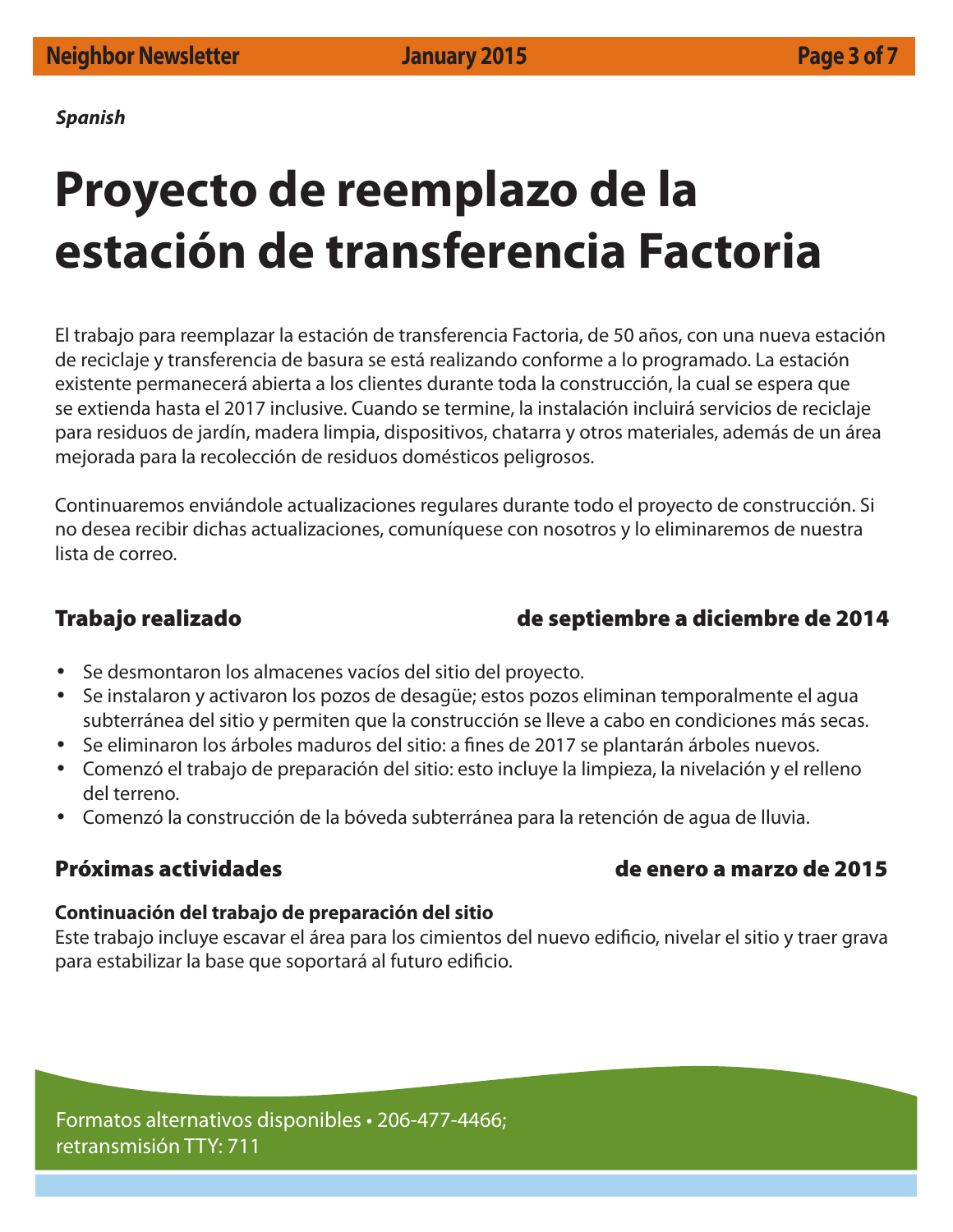*Spanish*

# Proyecto de reemplazo de la estación de transferencia Factoria

El trabajo para reemplazar la estación de transferencia Factoria, de 50 años, con una nueva estación de reciclaje y transferencia de basura se está realizando conforme a lo programado. La estación existente permanecerá abierta a los clientes durante toda la construcción, la cual se espera que se extienda hasta el 2017 inclusive. Cuando se termine, la instalación incluirá servicios de reciclaje para residuos de jardín, madera limpia, dispositivos, chatarra y otros materiales, además de un área mejorada para la recolección de residuos domésticos peligrosos.

Continuaremos enviándole actualizaciones regulares durante todo el proyecto de construcción. Si no desea recibir dichas actualizaciones, comuníquese con nosotros y lo eliminaremos de nuestra lista de correo.

## Trabajo realizado de septiembre a diciembre de 2014

- Se desmontaron los almacenes vacíos del sitio del proyecto.
- Se instalaron y activaron los pozos de desagüe; estos pozos eliminan temporalmente el agua subterránea del sitio y permiten que la construcción se lleve a cabo en condiciones más secas.
- Se eliminaron los árboles maduros del sitio: a fines de 2017 se plantarán árboles nuevos.
- Comenzó el trabajo de preparación del sitio: esto incluye la limpieza, la nivelación y el relleno del terreno.
- Comenzó la construcción de la bóveda subterránea para la retención de agua de lluvia.

## Próximas actividades de enero a marzo de 2015

**Continuación del trabajo de preparación del sitio**

Este trabajo incluye escavar el área para los cimientos del nuevo edificio, nivelar el sitio y traer grava para estabilizar la base que soportará al futuro edificio.

Formatos alternativos disponibles • 206-477-4466;
retransmisión TTY: 711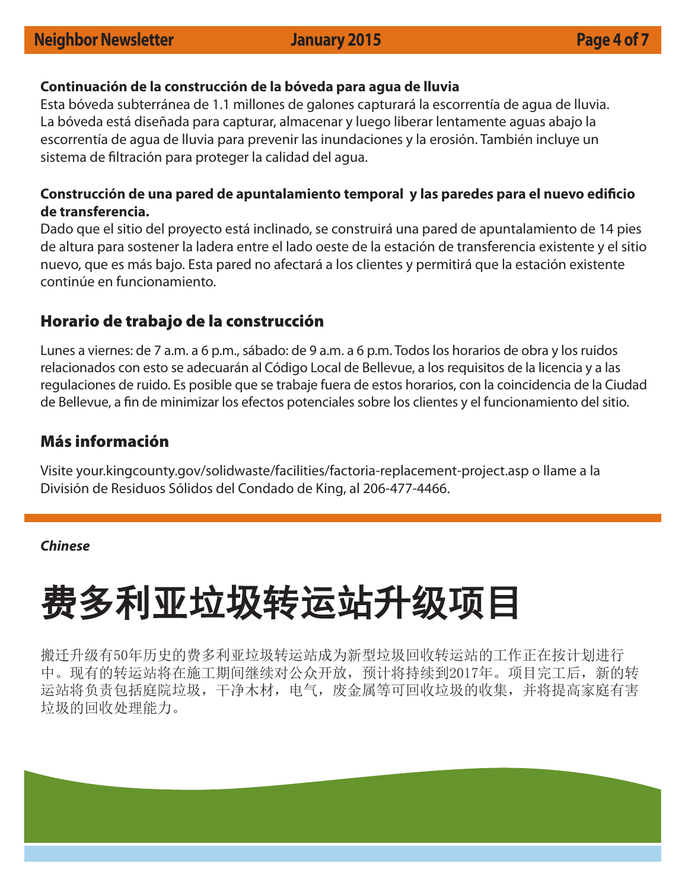**Continuación de la construcción de la bóveda para agua de lluvia**

Esta bóveda subterránea de 1.1 millones de galones capturará la escorrentía de agua de lluvia. La bóveda está diseñada para capturar, almacenar y luego liberar lentamente aguas abajo la escorrentía de agua de lluvia para prevenir las inundaciones y la erosión. También incluye un sistema de filtración para proteger la calidad del agua.

**Construcción de una pared de apuntalamiento temporal y las paredes para el nuevo edificio de transferencia.**

Dado que el sitio del proyecto está inclinado, se construirá una pared de apuntalamiento de 14 pies de altura para sostener la ladera entre el lado oeste de la estación de transferencia existente y el sitio nuevo, que es más bajo. Esta pared no afectará a los clientes y permitirá que la estación existente continúe en funcionamiento.

## Horario de trabajo de la construcción

Lunes a viernes: de 7 a.m. a 6 p.m., sábado: de 9 a.m. a 6 p.m. Todos los horarios de obra y los ruidos relacionados con esto se adecuarán al Código Local de Bellevue, a los requisitos de la licencia y a las regulaciones de ruido. Es posible que se trabaje fuera de estos horarios, con la coincidencia de la Ciudad de Bellevue, a fin de minimizar los efectos potenciales sobre los clientes y el funcionamiento del sitio.

## Más información

Visite your.kingcounty.gov/solidwaste/facilities/factoria-replacement-project.asp o llame a la División de Residuos Sólidos del Condado de King, al 206-477-4466.

---

***Chinese***

# 费多利亚垃圾转运站升级项目

搬迁升级有50年历史的费多利亚垃圾转运站成为新型垃圾回收转运站的工作正在按计划进行中。现有的转运站将在施工期间继续对公众开放，预计将持续到2017年。项目完工后，新的转运站将负责包括庭院垃圾，干净木材，电气，废金属等可回收垃圾的收集，并将提高家庭有害垃圾的回收处理能力。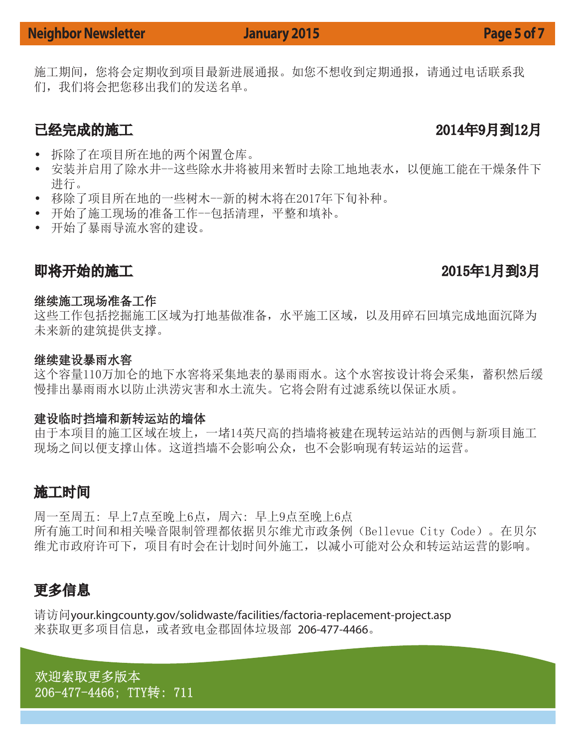施工期间，您将会定期收到项目最新进展通报。如您不想收到定期通报，请通过电话联系我们，我们将会把您移出我们的发送名单。

## 已经完成的施工 2014年9月到12月

- 拆除了在项目所在地的两个闲置仓库。
- 安装并启用了除水井--这些除水井将被用来暂时去除工地地表水，以便施工能在干燥条件下进行。
- 移除了项目所在地的一些树木--新的树木将在2017年下旬补种。
- 开始了施工现场的准备工作--包括清理，平整和填补。
- 开始了暴雨导流水窖的建设。

## 即将开始的施工 2015年1月到3月

### 继续施工现场准备工作

这些工作包括挖掘施工区域为打地基做准备，水平施工区域，以及用碎石回填完成地面沉降为未来新的建筑提供支撑。

### 继续建设暴雨水窖

这个容量110万加仑的地下水窖将采集地表的暴雨雨水。这个水窖按设计将会采集，蓄积然后缓慢排出暴雨雨水以防止洪涝灾害和水土流失。它将会附有过滤系统以保证水质。

### 建设临时挡墙和新转运站的墙体

由于本项目的施工区域在坡上，一堵14英尺高的挡墙将被建在现转运站站的西侧与新项目施工现场之间以便支撑山体。这道挡墙不会影响公众，也不会影响现有转运站的运营。

## 施工时间

周一至周五：早上7点至晚上6点，周六：早上9点至晚上6点
所有施工时间和相关噪音限制管理都依据贝尔维尤市政条例（Bellevue City Code）。在贝尔维尤市政府许可下，项目有时会在计划时间外施工，以减小可能对公众和转运站运营的影响。

## 更多信息

请访问your.kingcounty.gov/solidwaste/facilities/factoria-replacement-project.asp
来获取更多项目信息，或者致电金郡固体垃圾部 206-477-4466。

欢迎索取更多版本
206-477-4466；TTY转：711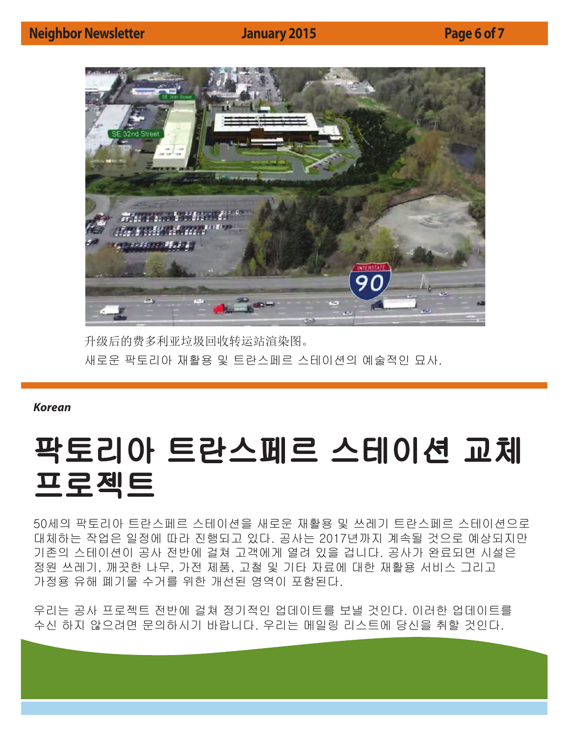升级后的费多利亚垃圾回收转运站渲染图。

새로운 팍토리아 재활용 및 트란스페르 스테이션의 예술적인 묘사.

***Korean***

# 팍토리아 트란스페르 스테이션 교체 프로젝트

50세의 팍토리아 트란스페르 스테이션을 새로운 재활용 및 쓰레기 트란스페르 스테이션으로 대체하는 작업은 일정에 따라 진행되고 있다. 공사는 2017년까지 계속될 것으로 예상되지만 기존의 스테이션이 공사 전반에 걸쳐 고객에게 열려 있을 겁니다. 공사가 완료되면 시설은 정원 쓰레기, 깨끗한 나무, 가전 제품, 고철 및 기타 자료에 대한 재활용 서비스 그리고 가정용 유해 폐기물 수거를 위한 개선된 영역이 포함된다.

우리는 공사 프로젝트 전반에 걸쳐 정기적인 업데이트를 보낼 것인다. 이러한 업데이트를 수신 하지 않으려면 문의하시기 바랍니다. 우리는 메일링 리스트에 당신을 취할 것인다.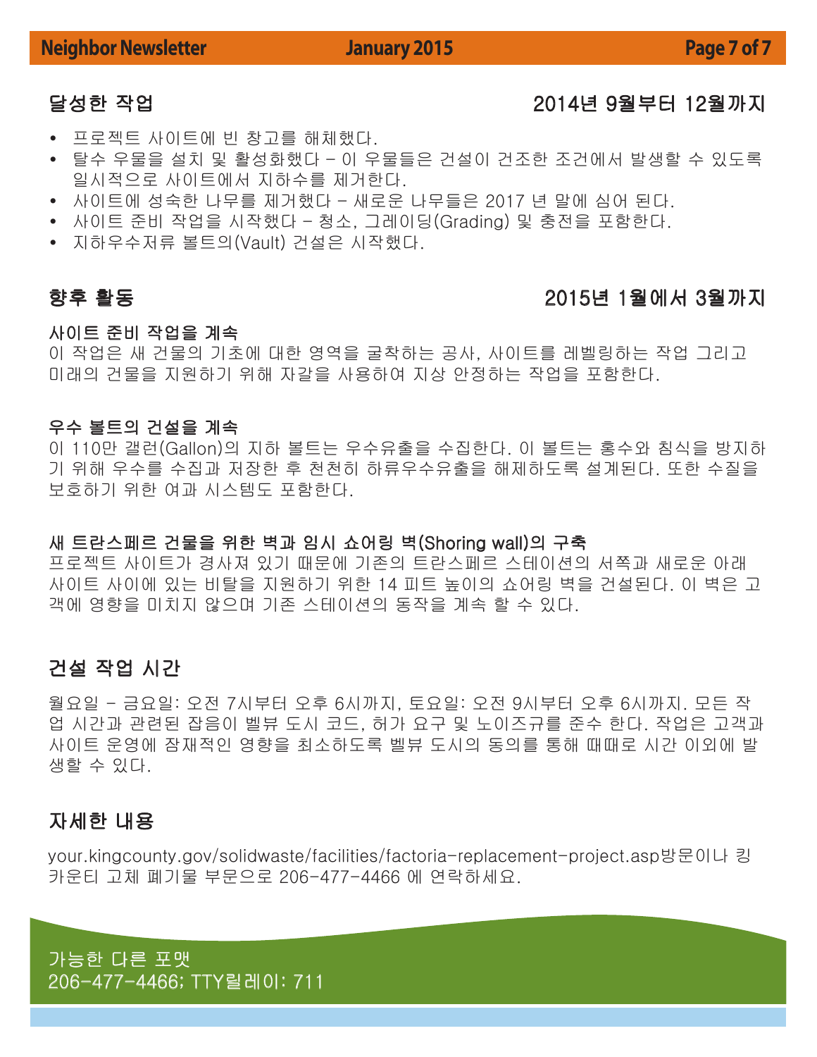## 달성한 작업 2014년 9월부터 12월까지

- 프로젝트 사이트에 빈 창고를 해체했다.
- 탈수 우물을 설치 및 활성화했다 - 이 우물들은 건설이 건조한 조건에서 발생할 수 있도록 일시적으로 사이트에서 지하수를 제거한다.
- 사이트에 성숙한 나무를 제거했다 - 새로운 나무들은 2017 년 말에 심어 된다.
- 사이트 준비 작업을 시작했다 - 청소, 그레이딩(Grading) 및 충전을 포함한다.
- 지하우수저류 볼트의(Vault) 건설은 시작했다.

## 향후 활동 2015년 1월에서 3월까지

**사이트 준비 작업을 계속**

이 작업은 새 건물의 기초에 대한 영역을 굴착하는 공사, 사이트를 레벨링하는 작업 그리고 미래의 건물을 지원하기 위해 자갈을 사용하여 지상 안정하는 작업을 포함한다.

**우수 볼트의 건설을 계속**

이 110만 갤런(Gallon)의 지하 볼트는 우수유출을 수집한다. 이 볼트는 홍수와 침식을 방지하기 위해 우수를 수집과 저장한 후 천천히 하류우수유출을 해제하도록 설계된다. 또한 수질을 보호하기 위한 여과 시스템도 포함한다.

**새 트란스페르 건물을 위한 벽과 임시 쇼어링 벽(Shoring wall)의 구축**

프로젝트 사이트가 경사져 있기 때문에 기존의 트란스페르 스테이션의 서쪽과 새로운 아래 사이트 사이에 있는 비탈을 지원하기 위한 14 피트 높이의 쇼어링 벽을 건설된다. 이 벽은 고객에 영향을 미치지 않으며 기존 스테이션의 동작을 계속 할 수 있다.

## 건설 작업 시간

월요일 - 금요일: 오전 7시부터 오후 6시까지, 토요일: 오전 9시부터 오후 6시까지. 모든 작업 시간과 관련된 잡음이 벨뷰 도시 코드, 허가 요구 및 노이즈규를 준수 한다. 작업은 고객과 사이트 운영에 잠재적인 영향을 최소하도록 벨뷰 도시의 동의를 통해 때때로 시간 이외에 발생할 수 있다.

## 자세한 내용

your.kingcounty.gov/solidwaste/facilities/factoria-replacement-project.asp방문이나 킹 카운티 고체 폐기물 부문으로 206-477-4466 에 연락하세요.

가능한 다른 포맷
206-477-4466; TTY릴레이: 711